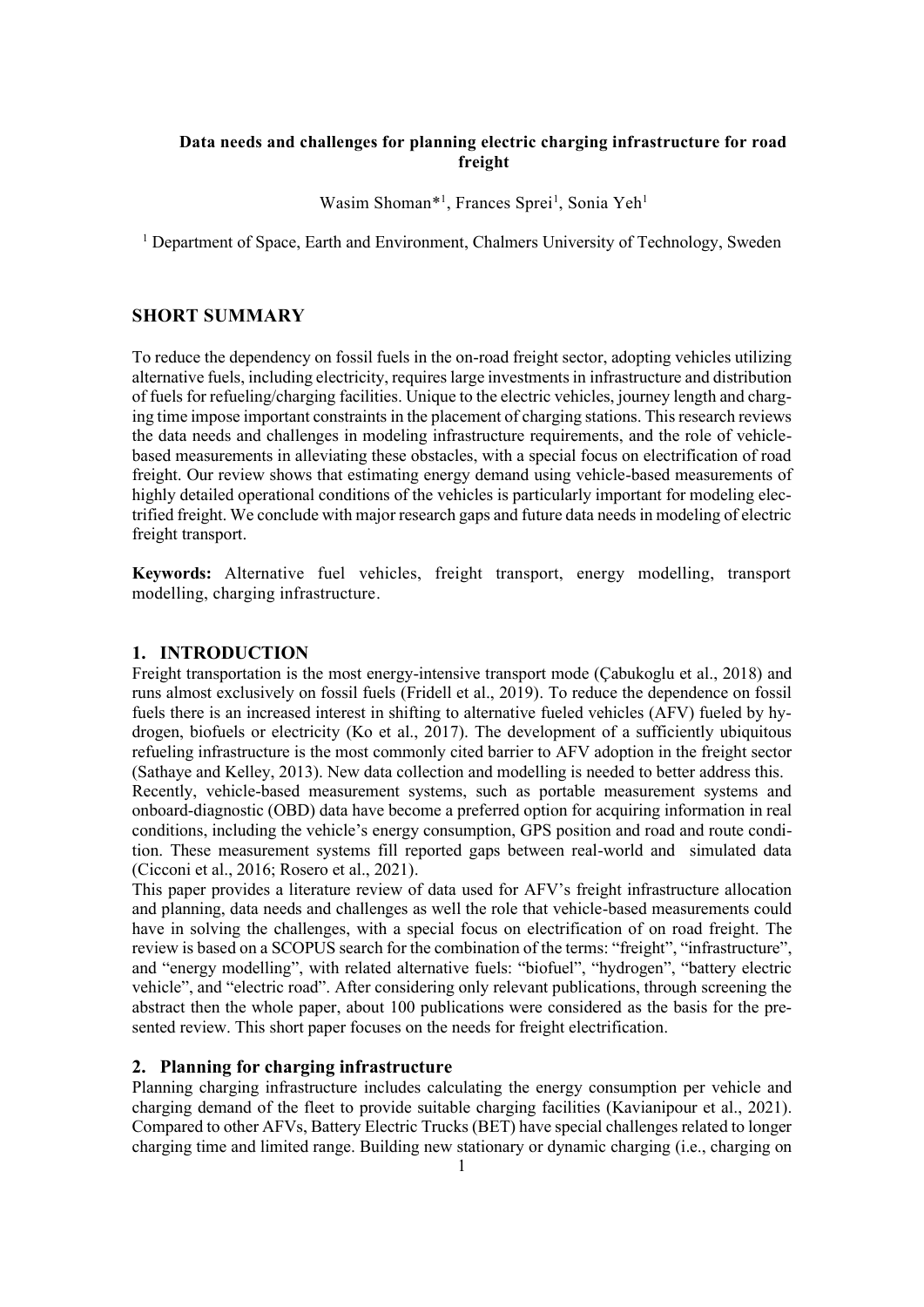# Data needs and challenges for planning electric charging infrastructure for road freight

Wasim Shoman*[1], Frances Sprei[1], Sonia Yeh[1]

[1] Department of Space, Earth and Environment, Chalmers University of Technology, Sweden

## SHORT SUMMARY

To reduce the dependency on fossil fuels in the on-road freight sector, adopting vehicles utilizing alternative fuels, including electricity, requires large investments in infrastructure and distribution of fuels for refueling/charging facilities. Unique to the electric vehicles, journey length and charging time impose important constraints in the placement of charging stations. This research reviews the data needs and challenges in modeling infrastructure requirements, and the role of vehicle-based measurements in alleviating these obstacles, with a special focus on electrification of road freight. Our review shows that estimating energy demand using vehicle-based measurements of highly detailed operational conditions of the vehicles is particularly important for modeling electrified freight. We conclude with major research gaps and future data needs in modeling of electric freight transport.

**Keywords:** Alternative fuel vehicles, freight transport, energy modelling, transport modelling, charging infrastructure.

## 1. INTRODUCTION

Freight transportation is the most energy-intensive transport mode (Çabukoglu et al., 2018) and runs almost exclusively on fossil fuels (Fridell et al., 2019). To reduce the dependence on fossil fuels there is an increased interest in shifting to alternative fueled vehicles (AFV) fueled by hydrogen, biofuels or electricity (Ko et al., 2017). The development of a sufficiently ubiquitous refueling infrastructure is the most commonly cited barrier to AFV adoption in the freight sector (Sathaye and Kelley, 2013). New data collection and modelling is needed to better address this.

Recently, vehicle-based measurement systems, such as portable measurement systems and onboard-diagnostic (OBD) data have become a preferred option for acquiring information in real conditions, including the vehicle's energy consumption, GPS position and road and route condition. These measurement systems fill reported gaps between real-world and simulated data (Cicconi et al., 2016; Rosero et al., 2021).

This paper provides a literature review of data used for AFV's freight infrastructure allocation and planning, data needs and challenges as well the role that vehicle-based measurements could have in solving the challenges, with a special focus on electrification of on road freight. The review is based on a SCOPUS search for the combination of the terms: "freight", "infrastructure", and "energy modelling", with related alternative fuels: "biofuel", "hydrogen", "battery electric vehicle", and "electric road". After considering only relevant publications, through screening the abstract then the whole paper, about 100 publications were considered as the basis for the presented review. This short paper focuses on the needs for freight electrification.

## 2. Planning for charging infrastructure

Planning charging infrastructure includes calculating the energy consumption per vehicle and charging demand of the fleet to provide suitable charging facilities (Kavianipour et al., 2021). Compared to other AFVs, Battery Electric Trucks (BET) have special challenges related to longer charging time and limited range. Building new stationary or dynamic charging (i.e., charging on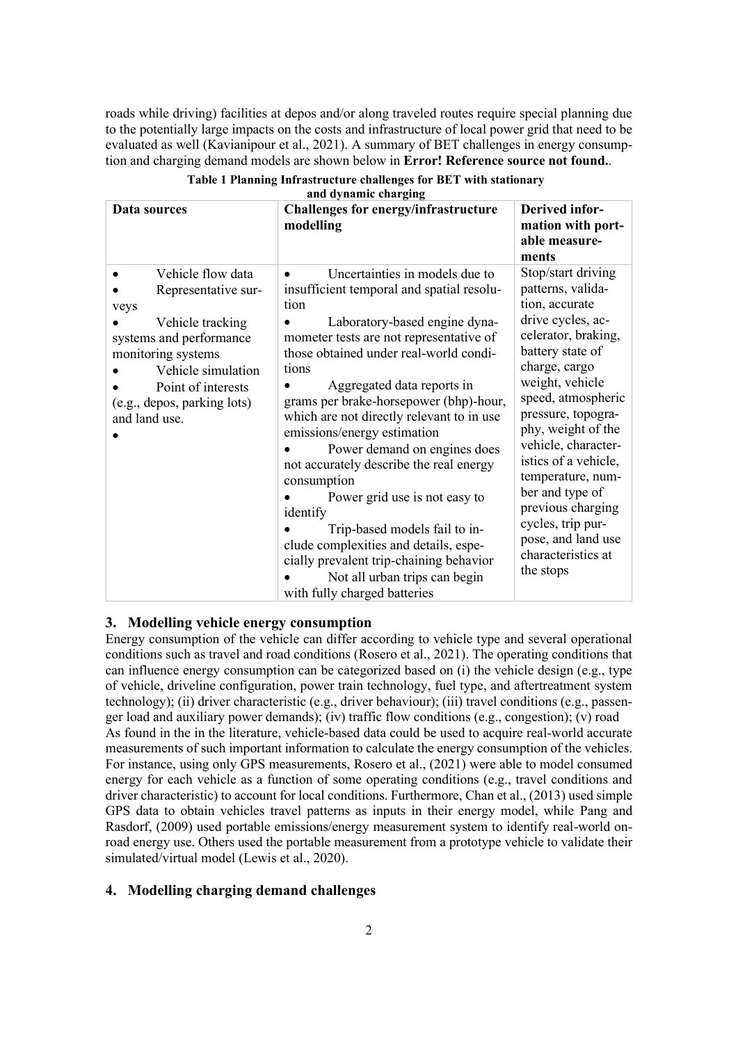roads while driving) facilities at depos and/or along traveled routes require special planning due to the potentially large impacts on the costs and infrastructure of local power grid that need to be evaluated as well (Kavianipour et al., 2021). A summary of BET challenges in energy consumption and charging demand models are shown below in **Error! Reference source not found.**.

**Table 1 Planning Infrastructure challenges for BET with stationary and dynamic charging**

| Data sources | Challenges for energy/infrastructure modelling | Derived information with portable measurements |
|---|---|---|
| • Vehicle flow data<br>• Representative surveys<br>• Vehicle tracking systems and performance monitoring systems<br>• Vehicle simulation<br>• Point of interests (e.g., depos, parking lots) and land use.<br>• | • Uncertainties in models due to insufficient temporal and spatial resolution<br>• Laboratory-based engine dynamometer tests are not representative of those obtained under real-world conditions<br>• Aggregated data reports in grams per brake-horsepower (bhp)-hour, which are not directly relevant to in use emissions/energy estimation<br>• Power demand on engines does not accurately describe the real energy consumption<br>• Power grid use is not easy to identify<br>• Trip-based models fail to include complexities and details, especially prevalent trip-chaining behavior<br>• Not all urban trips can begin with fully charged batteries | Stop/start driving patterns, validation, accurate drive cycles, accelerator, braking, battery state of charge, cargo weight, vehicle speed, atmospheric pressure, topography, weight of the vehicle, characteristics of a vehicle, temperature, number and type of previous charging cycles, trip purpose, and land use characteristics at the stops |

## 3. Modelling vehicle energy consumption

Energy consumption of the vehicle can differ according to vehicle type and several operational conditions such as travel and road conditions (Rosero et al., 2021). The operating conditions that can influence energy consumption can be categorized based on (i) the vehicle design (e.g., type of vehicle, driveline configuration, power train technology, fuel type, and aftertreatment system technology); (ii) driver characteristic (e.g., driver behaviour); (iii) travel conditions (e.g., passenger load and auxiliary power demands); (iv) traffic flow conditions (e.g., congestion); (v) road
As found in the in the literature, vehicle-based data could be used to acquire real-world accurate measurements of such important information to calculate the energy consumption of the vehicles. For instance, using only GPS measurements, Rosero et al., (2021) were able to model consumed energy for each vehicle as a function of some operating conditions (e.g., travel conditions and driver characteristic) to account for local conditions. Furthermore, Chan et al., (2013) used simple GPS data to obtain vehicles travel patterns as inputs in their energy model, while Pang and Rasdorf, (2009) used portable emissions/energy measurement system to identify real-world on-road energy use. Others used the portable measurement from a prototype vehicle to validate their simulated/virtual model (Lewis et al., 2020).

## 4. Modelling charging demand challenges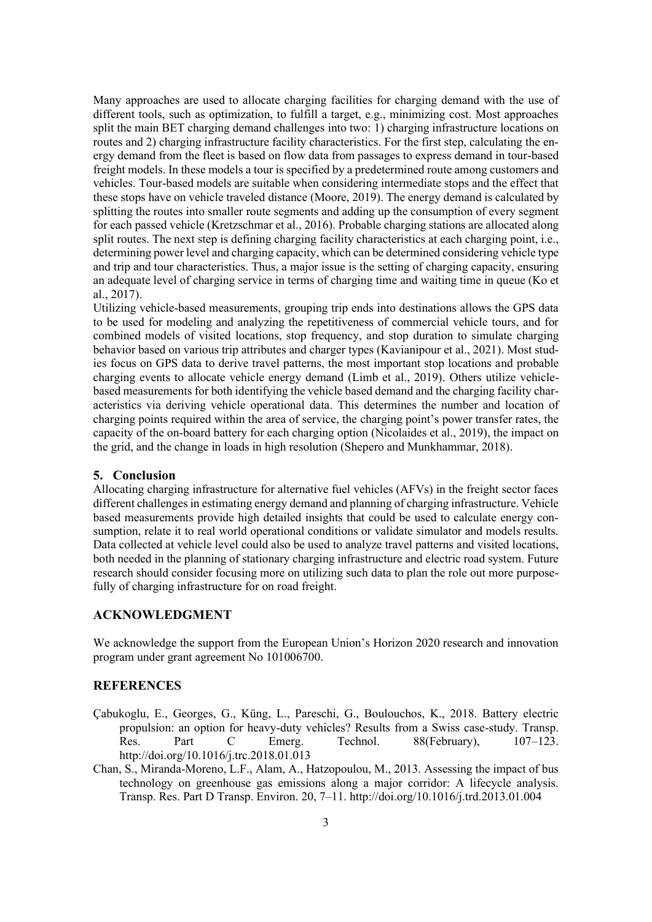Many approaches are used to allocate charging facilities for charging demand with the use of different tools, such as optimization, to fulfill a target, e.g., minimizing cost. Most approaches split the main BET charging demand challenges into two: 1) charging infrastructure locations on routes and 2) charging infrastructure facility characteristics. For the first step, calculating the energy demand from the fleet is based on flow data from passages to express demand in tour-based freight models. In these models a tour is specified by a predetermined route among customers and vehicles. Tour-based models are suitable when considering intermediate stops and the effect that these stops have on vehicle traveled distance (Moore, 2019). The energy demand is calculated by splitting the routes into smaller route segments and adding up the consumption of every segment for each passed vehicle (Kretzschmar et al., 2016). Probable charging stations are allocated along split routes. The next step is defining charging facility characteristics at each charging point, i.e., determining power level and charging capacity, which can be determined considering vehicle type and trip and tour characteristics. Thus, a major issue is the setting of charging capacity, ensuring an adequate level of charging service in terms of charging time and waiting time in queue (Ko et al., 2017).

Utilizing vehicle-based measurements, grouping trip ends into destinations allows the GPS data to be used for modeling and analyzing the repetitiveness of commercial vehicle tours, and for combined models of visited locations, stop frequency, and stop duration to simulate charging behavior based on various trip attributes and charger types (Kavianipour et al., 2021). Most studies focus on GPS data to derive travel patterns, the most important stop locations and probable charging events to allocate vehicle energy demand (Limb et al., 2019). Others utilize vehicle-based measurements for both identifying the vehicle based demand and the charging facility characteristics via deriving vehicle operational data. This determines the number and location of charging points required within the area of service, the charging point's power transfer rates, the capacity of the on-board battery for each charging option (Nicolaides et al., 2019), the impact on the grid, and the change in loads in high resolution (Shepero and Munkhammar, 2018).

## 5. Conclusion

Allocating charging infrastructure for alternative fuel vehicles (AFVs) in the freight sector faces different challenges in estimating energy demand and planning of charging infrastructure. Vehicle based measurements provide high detailed insights that could be used to calculate energy consumption, relate it to real world operational conditions or validate simulator and models results. Data collected at vehicle level could also be used to analyze travel patterns and visited locations, both needed in the planning of stationary charging infrastructure and electric road system. Future research should consider focusing more on utilizing such data to plan the role out more purposefully of charging infrastructure for on road freight.

## ACKNOWLEDGMENT

We acknowledge the support from the European Union's Horizon 2020 research and innovation program under grant agreement No 101006700.

## REFERENCES

- Çabukoglu, E., Georges, G., Küng, L., Pareschi, G., Boulouchos, K., 2018. Battery electric propulsion: an option for heavy-duty vehicles? Results from a Swiss case-study. Transp. Res. Part C Emerg. Technol. 88(February), 107–123. http://doi.org/10.1016/j.trc.2018.01.013
- Chan, S., Miranda-Moreno, L.F., Alam, A., Hatzopoulou, M., 2013. Assessing the impact of bus technology on greenhouse gas emissions along a major corridor: A lifecycle analysis. Transp. Res. Part D Transp. Environ. 20, 7–11. http://doi.org/10.1016/j.trd.2013.01.004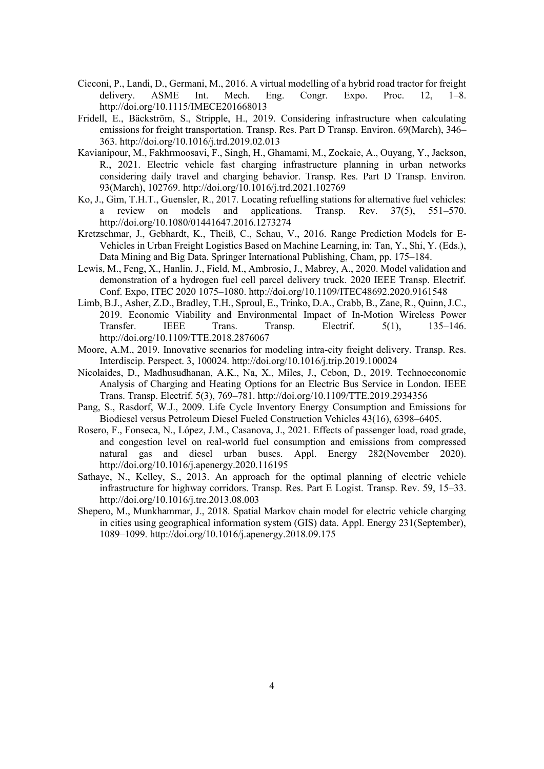Cicconi, P., Landi, D., Germani, M., 2016. A virtual modelling of a hybrid road tractor for freight delivery. ASME Int. Mech. Eng. Congr. Expo. Proc. 12, 1–8. http://doi.org/10.1115/IMECE201668013

Fridell, E., Bäckström, S., Stripple, H., 2019. Considering infrastructure when calculating emissions for freight transportation. Transp. Res. Part D Transp. Environ. 69(March), 346–363. http://doi.org/10.1016/j.trd.2019.02.013

Kavianipour, M., Fakhrmoosavi, F., Singh, H., Ghamami, M., Zockaie, A., Ouyang, Y., Jackson, R., 2021. Electric vehicle fast charging infrastructure planning in urban networks considering daily travel and charging behavior. Transp. Res. Part D Transp. Environ. 93(March), 102769. http://doi.org/10.1016/j.trd.2021.102769

Ko, J., Gim, T.H.T., Guensler, R., 2017. Locating refuelling stations for alternative fuel vehicles: a review on models and applications. Transp. Rev. 37(5), 551–570. http://doi.org/10.1080/01441647.2016.1273274

Kretzschmar, J., Gebhardt, K., Theiß, C., Schau, V., 2016. Range Prediction Models for E-Vehicles in Urban Freight Logistics Based on Machine Learning, in: Tan, Y., Shi, Y. (Eds.), Data Mining and Big Data. Springer International Publishing, Cham, pp. 175–184.

Lewis, M., Feng, X., Hanlin, J., Field, M., Ambrosio, J., Mabrey, A., 2020. Model validation and demonstration of a hydrogen fuel cell parcel delivery truck. 2020 IEEE Transp. Electrif. Conf. Expo, ITEC 2020 1075–1080. http://doi.org/10.1109/ITEC48692.2020.9161548

Limb, B.J., Asher, Z.D., Bradley, T.H., Sproul, E., Trinko, D.A., Crabb, B., Zane, R., Quinn, J.C., 2019. Economic Viability and Environmental Impact of In-Motion Wireless Power Transfer. IEEE Trans. Transp. Electrif. 5(1), 135–146. http://doi.org/10.1109/TTE.2018.2876067

Moore, A.M., 2019. Innovative scenarios for modeling intra-city freight delivery. Transp. Res. Interdiscip. Perspect. 3, 100024. http://doi.org/10.1016/j.trip.2019.100024

Nicolaides, D., Madhusudhanan, A.K., Na, X., Miles, J., Cebon, D., 2019. Technoeconomic Analysis of Charging and Heating Options for an Electric Bus Service in London. IEEE Trans. Transp. Electrif. 5(3), 769–781. http://doi.org/10.1109/TTE.2019.2934356

Pang, S., Rasdorf, W.J., 2009. Life Cycle Inventory Energy Consumption and Emissions for Biodiesel versus Petroleum Diesel Fueled Construction Vehicles 43(16), 6398–6405.

Rosero, F., Fonseca, N., López, J.M., Casanova, J., 2021. Effects of passenger load, road grade, and congestion level on real-world fuel consumption and emissions from compressed natural gas and diesel urban buses. Appl. Energy 282(November 2020). http://doi.org/10.1016/j.apenergy.2020.116195

Sathaye, N., Kelley, S., 2013. An approach for the optimal planning of electric vehicle infrastructure for highway corridors. Transp. Res. Part E Logist. Transp. Rev. 59, 15–33. http://doi.org/10.1016/j.tre.2013.08.003

Shepero, M., Munkhammar, J., 2018. Spatial Markov chain model for electric vehicle charging in cities using geographical information system (GIS) data. Appl. Energy 231(September), 1089–1099. http://doi.org/10.1016/j.apenergy.2018.09.175